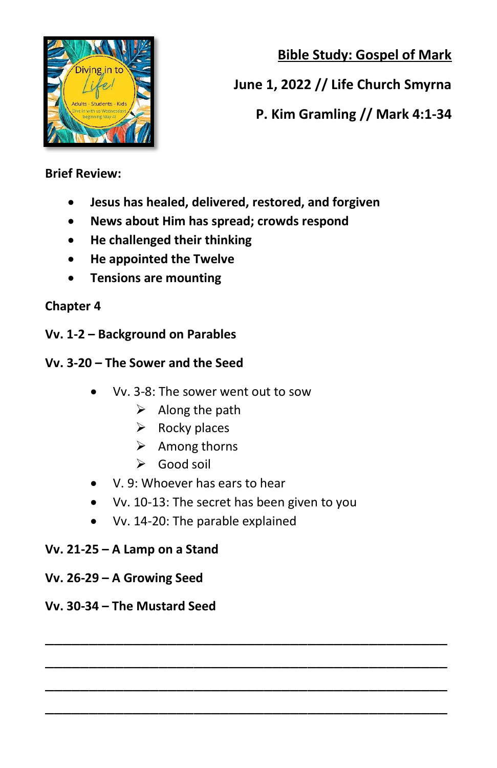# Bible Study: Gospel of Mark

**June 1, 2022 // Life Church Smyrna**

**P. Kim Gramling // Mark 4:1-34**

**Brief Review:**

- **Jesus has healed, delivered, restored, and forgiven**
- **News about Him has spread; crowds respond**
- **He challenged their thinking**
- **He appointed the Twelve**
- **Tensions are mounting**

**Chapter 4**

**Vv. 1-2 – Background on Parables**

**Vv. 3-20 – The Sower and the Seed**

- Vv. 3-8: The sower went out to sow
  - Along the path
  - Rocky places
  - Among thorns
  - Good soil
- V. 9: Whoever has ears to hear
- Vv. 10-13: The secret has been given to you
- Vv. 14-20: The parable explained

**Vv. 21-25 – A Lamp on a Stand**

**Vv. 26-29 – A Growing Seed**

**Vv. 30-34 – The Mustard Seed**

\_\_\_\_\_\_\_\_\_\_\_\_\_\_\_\_\_\_\_\_\_\_\_\_\_\_\_\_\_\_\_\_\_\_\_\_\_\_\_\_\_\_\_\_\_\_\_\_\_\_

\_\_\_\_\_\_\_\_\_\_\_\_\_\_\_\_\_\_\_\_\_\_\_\_\_\_\_\_\_\_\_\_\_\_\_\_\_\_\_\_\_\_\_\_\_\_\_\_\_\_

\_\_\_\_\_\_\_\_\_\_\_\_\_\_\_\_\_\_\_\_\_\_\_\_\_\_\_\_\_\_\_\_\_\_\_\_\_\_\_\_\_\_\_\_\_\_\_\_\_\_

\_\_\_\_\_\_\_\_\_\_\_\_\_\_\_\_\_\_\_\_\_\_\_\_\_\_\_\_\_\_\_\_\_\_\_\_\_\_\_\_\_\_\_\_\_\_\_\_\_\_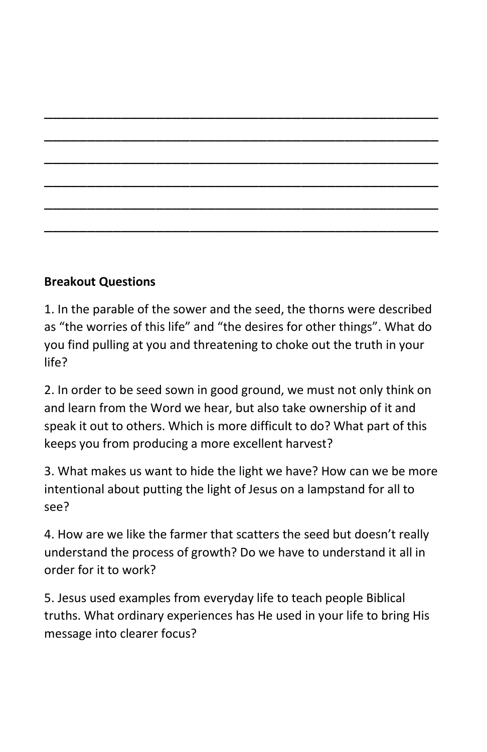\_\_\_\_\_\_\_\_\_\_\_\_\_\_\_\_\_\_\_\_\_\_\_\_\_\_\_\_\_\_\_\_\_\_\_\_\_\_\_\_\_\_\_\_\_\_\_\_\_\_\_\_\_\_\_\_

\_\_\_\_\_\_\_\_\_\_\_\_\_\_\_\_\_\_\_\_\_\_\_\_\_\_\_\_\_\_\_\_\_\_\_\_\_\_\_\_\_\_\_\_\_\_\_\_\_\_\_\_\_\_\_\_

\_\_\_\_\_\_\_\_\_\_\_\_\_\_\_\_\_\_\_\_\_\_\_\_\_\_\_\_\_\_\_\_\_\_\_\_\_\_\_\_\_\_\_\_\_\_\_\_\_\_\_\_\_\_\_\_

\_\_\_\_\_\_\_\_\_\_\_\_\_\_\_\_\_\_\_\_\_\_\_\_\_\_\_\_\_\_\_\_\_\_\_\_\_\_\_\_\_\_\_\_\_\_\_\_\_\_\_\_\_\_\_\_

\_\_\_\_\_\_\_\_\_\_\_\_\_\_\_\_\_\_\_\_\_\_\_\_\_\_\_\_\_\_\_\_\_\_\_\_\_\_\_\_\_\_\_\_\_\_\_\_\_\_\_\_\_\_\_\_

\_\_\_\_\_\_\_\_\_\_\_\_\_\_\_\_\_\_\_\_\_\_\_\_\_\_\_\_\_\_\_\_\_\_\_\_\_\_\_\_\_\_\_\_\_\_\_\_\_\_\_\_\_\_\_\_

**Breakout Questions**

1. In the parable of the sower and the seed, the thorns were described as “the worries of this life” and “the desires for other things”. What do you find pulling at you and threatening to choke out the truth in your life?

2. In order to be seed sown in good ground, we must not only think on and learn from the Word we hear, but also take ownership of it and speak it out to others. Which is more difficult to do? What part of this keeps you from producing a more excellent harvest?

3. What makes us want to hide the light we have? How can we be more intentional about putting the light of Jesus on a lampstand for all to see?

4. How are we like the farmer that scatters the seed but doesn’t really understand the process of growth? Do we have to understand it all in order for it to work?

5. Jesus used examples from everyday life to teach people Biblical truths. What ordinary experiences has He used in your life to bring His message into clearer focus?